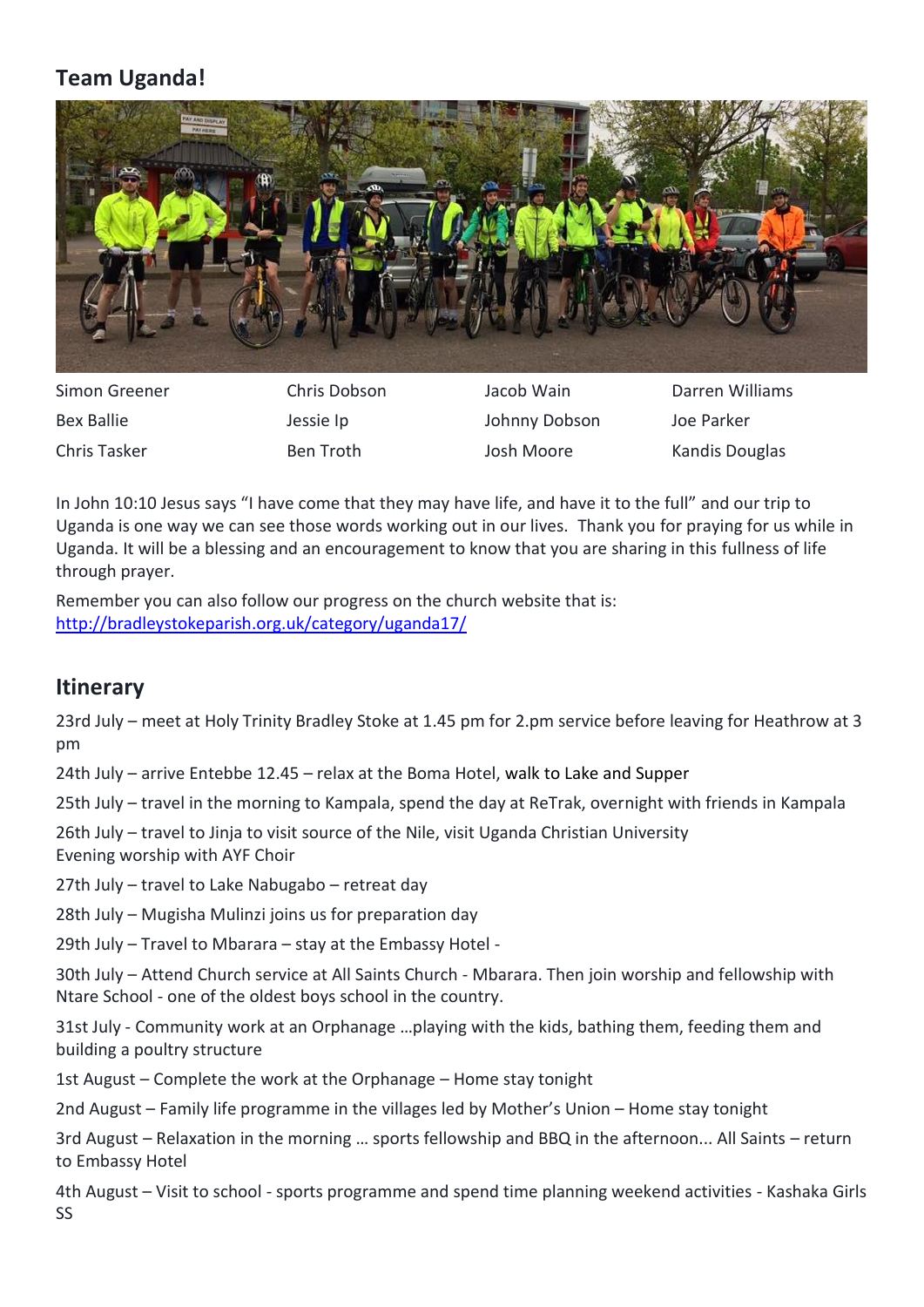## Team Uganda!

| | | | |
|---|---|---|---|
| Simon Greener | Chris Dobson | Jacob Wain | Darren Williams |
| Bex Ballie | Jessie Ip | Johnny Dobson | Joe Parker |
| Chris Tasker | Ben Troth | Josh Moore | Kandis Douglas |

In John 10:10 Jesus says "I have come that they may have life, and have it to the full" and our trip to Uganda is one way we can see those words working out in our lives. Thank you for praying for us while in Uganda. It will be a blessing and an encouragement to know that you are sharing in this fullness of life through prayer.

Remember you can also follow our progress on the church website that is: http://bradleystokeparish.org.uk/category/uganda17/

## Itinerary

23rd July – meet at Holy Trinity Bradley Stoke at 1.45 pm for 2.pm service before leaving for Heathrow at 3 pm

24th July – arrive Entebbe 12.45 – relax at the Boma Hotel, walk to Lake and Supper

25th July – travel in the morning to Kampala, spend the day at ReTrak, overnight with friends in Kampala

26th July – travel to Jinja to visit source of the Nile, visit Uganda Christian University
Evening worship with AYF Choir

27th July – travel to Lake Nabugabo – retreat day

28th July – Mugisha Mulinzi joins us for preparation day

29th July – Travel to Mbarara – stay at the Embassy Hotel -

30th July – Attend Church service at All Saints Church - Mbarara. Then join worship and fellowship with Ntare School - one of the oldest boys school in the country.

31st July - Community work at an Orphanage …playing with the kids, bathing them, feeding them and building a poultry structure

1st August – Complete the work at the Orphanage – Home stay tonight

2nd August – Family life programme in the villages led by Mother's Union – Home stay tonight

3rd August – Relaxation in the morning … sports fellowship and BBQ in the afternoon... All Saints – return to Embassy Hotel

4th August – Visit to school - sports programme and spend time planning weekend activities - Kashaka Girls SS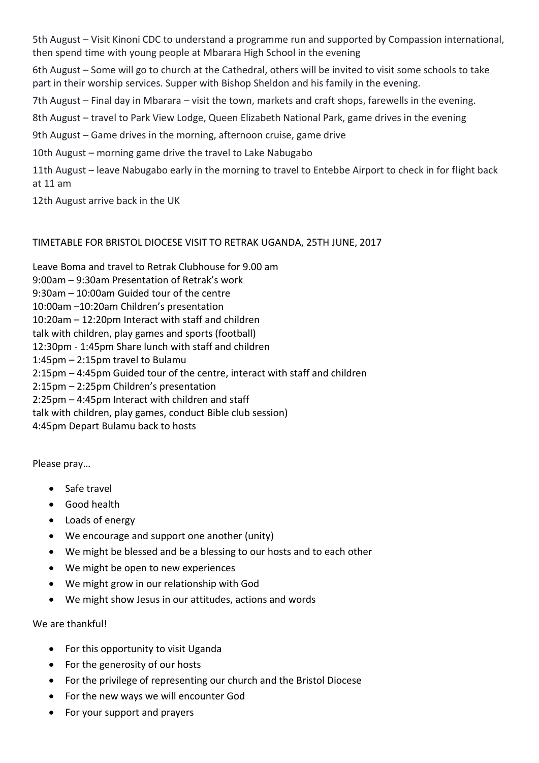5th August – Visit Kinoni CDC to understand a programme run and supported by Compassion international, then spend time with young people at Mbarara High School in the evening

6th August – Some will go to church at the Cathedral, others will be invited to visit some schools to take part in their worship services. Supper with Bishop Sheldon and his family in the evening.

7th August – Final day in Mbarara – visit the town, markets and craft shops, farewells in the evening.

8th August – travel to Park View Lodge, Queen Elizabeth National Park, game drives in the evening

9th August – Game drives in the morning, afternoon cruise, game drive

10th August – morning game drive the travel to Lake Nabugabo

11th August – leave Nabugabo early in the morning to travel to Entebbe Airport to check in for flight back at 11 am

12th August arrive back in the UK

TIMETABLE FOR BRISTOL DIOCESE VISIT TO RETRAK UGANDA, 25TH JUNE, 2017

Leave Boma and travel to Retrak Clubhouse for 9.00 am
9:00am – 9:30am Presentation of Retrak's work
9:30am – 10:00am Guided tour of the centre
10:00am –10:20am Children's presentation
10:20am – 12:20pm Interact with staff and children
talk with children, play games and sports (football)
12:30pm - 1:45pm Share lunch with staff and children
1:45pm – 2:15pm travel to Bulamu
2:15pm – 4:45pm Guided tour of the centre, interact with staff and children
2:15pm – 2:25pm Children's presentation
2:25pm – 4:45pm Interact with children and staff
talk with children, play games, conduct Bible club session)
4:45pm Depart Bulamu back to hosts

Please pray…

- Safe travel
- Good health
- Loads of energy
- We encourage and support one another (unity)
- We might be blessed and be a blessing to our hosts and to each other
- We might be open to new experiences
- We might grow in our relationship with God
- We might show Jesus in our attitudes, actions and words

We are thankful!

- For this opportunity to visit Uganda
- For the generosity of our hosts
- For the privilege of representing our church and the Bristol Diocese
- For the new ways we will encounter God
- For your support and prayers